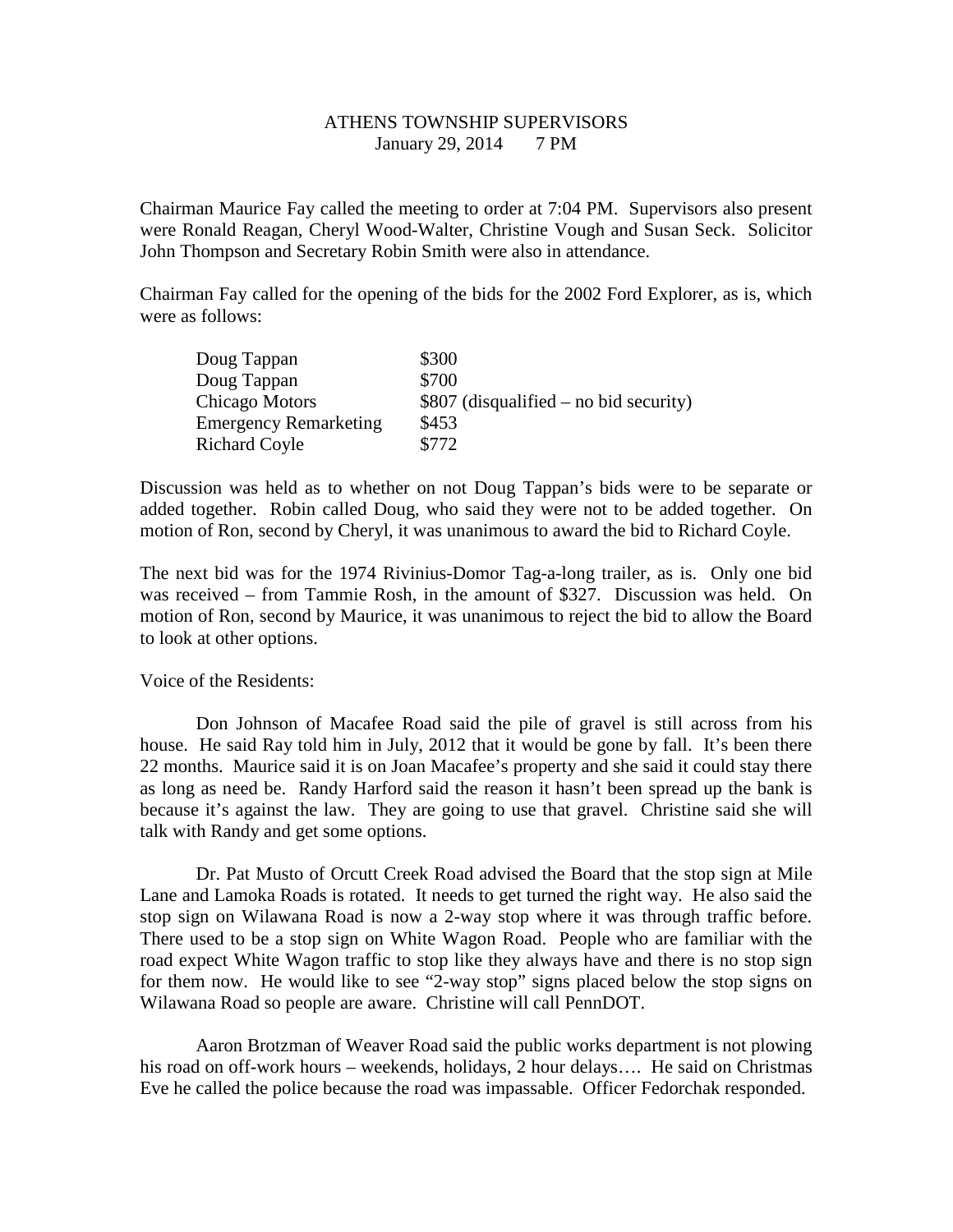# ATHENS TOWNSHIP SUPERVISORS
January 29, 2014  7 PM

Chairman Maurice Fay called the meeting to order at 7:04 PM. Supervisors also present were Ronald Reagan, Cheryl Wood-Walter, Christine Vough and Susan Seck. Solicitor John Thompson and Secretary Robin Smith were also in attendance.

Chairman Fay called for the opening of the bids for the 2002 Ford Explorer, as is, which were as follows:

| | |
|---|---|
| Doug Tappan | $300 |
| Doug Tappan | $700 |
| Chicago Motors | $807 (disqualified – no bid security) |
| Emergency Remarketing | $453 |
| Richard Coyle | $772 |

Discussion was held as to whether on not Doug Tappan's bids were to be separate or added together. Robin called Doug, who said they were not to be added together. On motion of Ron, second by Cheryl, it was unanimous to award the bid to Richard Coyle.

The next bid was for the 1974 Rivinius-Domor Tag-a-long trailer, as is. Only one bid was received – from Tammie Rosh, in the amount of $327. Discussion was held. On motion of Ron, second by Maurice, it was unanimous to reject the bid to allow the Board to look at other options.

Voice of the Residents:

Don Johnson of Macafee Road said the pile of gravel is still across from his house. He said Ray told him in July, 2012 that it would be gone by fall. It's been there 22 months. Maurice said it is on Joan Macafee's property and she said it could stay there as long as need be. Randy Harford said the reason it hasn't been spread up the bank is because it's against the law. They are going to use that gravel. Christine said she will talk with Randy and get some options.

Dr. Pat Musto of Orcutt Creek Road advised the Board that the stop sign at Mile Lane and Lamoka Roads is rotated. It needs to get turned the right way. He also said the stop sign on Wilawana Road is now a 2-way stop where it was through traffic before. There used to be a stop sign on White Wagon Road. People who are familiar with the road expect White Wagon traffic to stop like they always have and there is no stop sign for them now. He would like to see "2-way stop" signs placed below the stop signs on Wilawana Road so people are aware. Christine will call PennDOT.

Aaron Brotzman of Weaver Road said the public works department is not plowing his road on off-work hours – weekends, holidays, 2 hour delays…. He said on Christmas Eve he called the police because the road was impassable. Officer Fedorchak responded.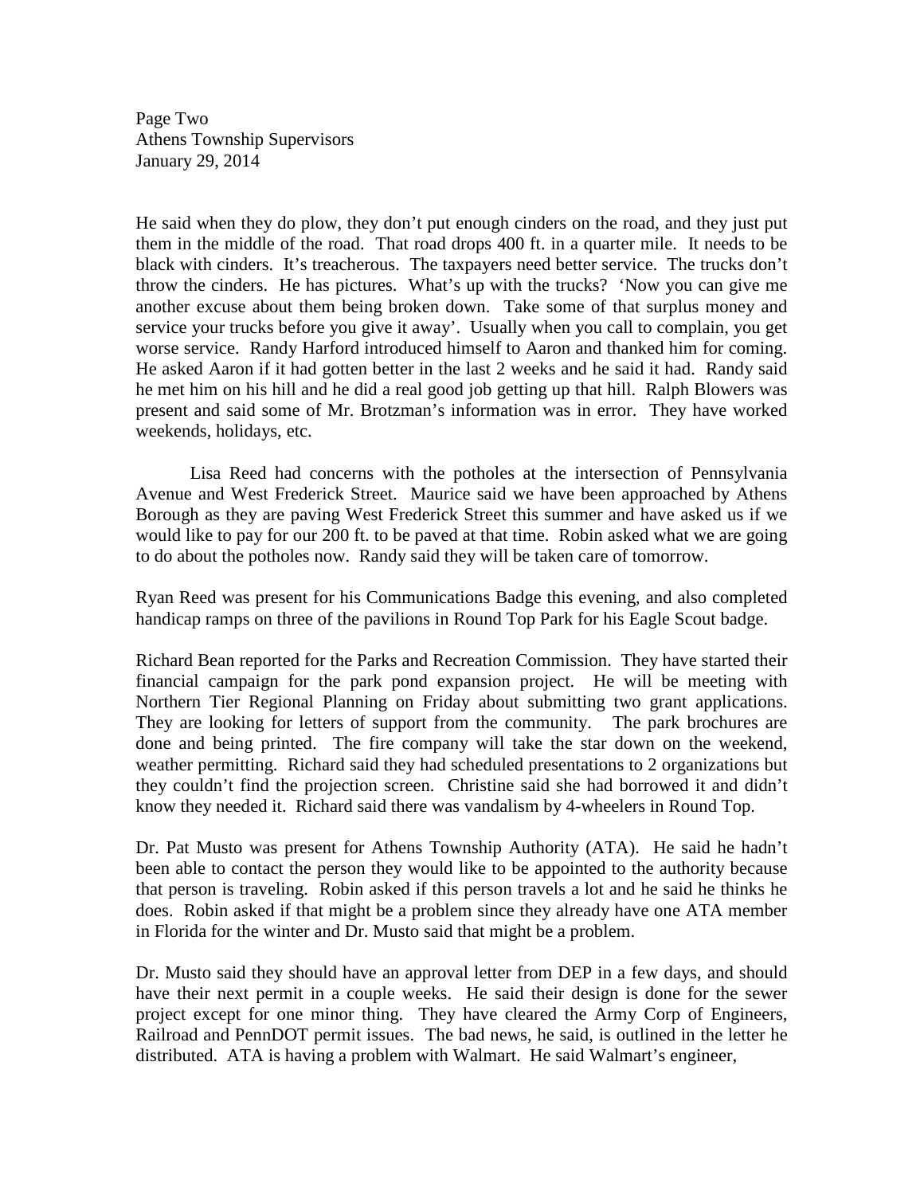He said when they do plow, they don't put enough cinders on the road, and they just put them in the middle of the road. That road drops 400 ft. in a quarter mile. It needs to be black with cinders. It's treacherous. The taxpayers need better service. The trucks don't throw the cinders. He has pictures. What's up with the trucks? 'Now you can give me another excuse about them being broken down. Take some of that surplus money and service your trucks before you give it away'. Usually when you call to complain, you get worse service. Randy Harford introduced himself to Aaron and thanked him for coming. He asked Aaron if it had gotten better in the last 2 weeks and he said it had. Randy said he met him on his hill and he did a real good job getting up that hill. Ralph Blowers was present and said some of Mr. Brotzman's information was in error. They have worked weekends, holidays, etc.

Lisa Reed had concerns with the potholes at the intersection of Pennsylvania Avenue and West Frederick Street. Maurice said we have been approached by Athens Borough as they are paving West Frederick Street this summer and have asked us if we would like to pay for our 200 ft. to be paved at that time. Robin asked what we are going to do about the potholes now. Randy said they will be taken care of tomorrow.

Ryan Reed was present for his Communications Badge this evening, and also completed handicap ramps on three of the pavilions in Round Top Park for his Eagle Scout badge.

Richard Bean reported for the Parks and Recreation Commission. They have started their financial campaign for the park pond expansion project. He will be meeting with Northern Tier Regional Planning on Friday about submitting two grant applications. They are looking for letters of support from the community. The park brochures are done and being printed. The fire company will take the star down on the weekend, weather permitting. Richard said they had scheduled presentations to 2 organizations but they couldn't find the projection screen. Christine said she had borrowed it and didn't know they needed it. Richard said there was vandalism by 4-wheelers in Round Top.

Dr. Pat Musto was present for Athens Township Authority (ATA). He said he hadn't been able to contact the person they would like to be appointed to the authority because that person is traveling. Robin asked if this person travels a lot and he said he thinks he does. Robin asked if that might be a problem since they already have one ATA member in Florida for the winter and Dr. Musto said that might be a problem.

Dr. Musto said they should have an approval letter from DEP in a few days, and should have their next permit in a couple weeks. He said their design is done for the sewer project except for one minor thing. They have cleared the Army Corp of Engineers, Railroad and PennDOT permit issues. The bad news, he said, is outlined in the letter he distributed. ATA is having a problem with Walmart. He said Walmart's engineer,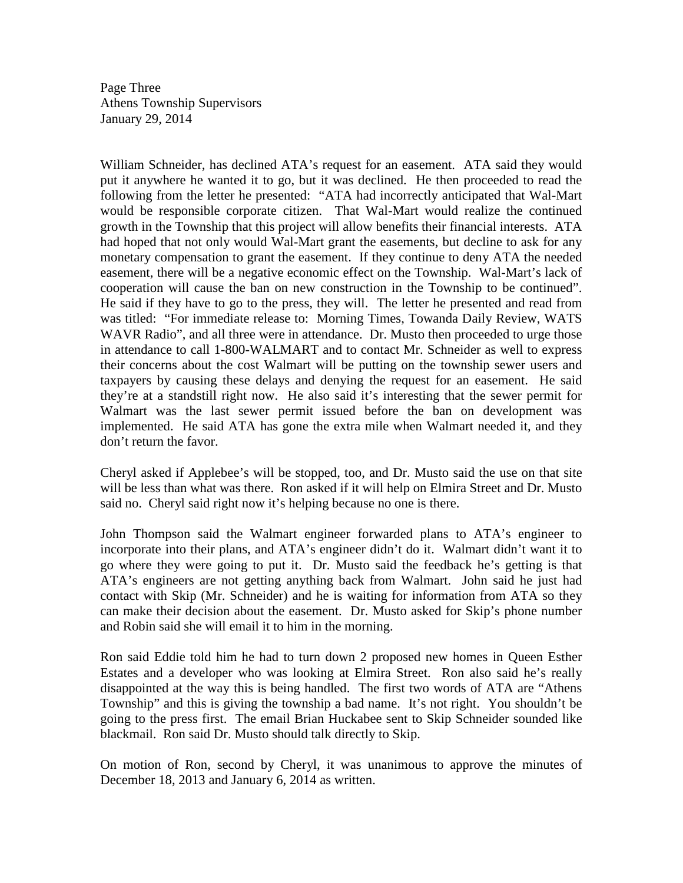William Schneider, has declined ATA's request for an easement. ATA said they would put it anywhere he wanted it to go, but it was declined. He then proceeded to read the following from the letter he presented: "ATA had incorrectly anticipated that Wal-Mart would be responsible corporate citizen. That Wal-Mart would realize the continued growth in the Township that this project will allow benefits their financial interests. ATA had hoped that not only would Wal-Mart grant the easements, but decline to ask for any monetary compensation to grant the easement. If they continue to deny ATA the needed easement, there will be a negative economic effect on the Township. Wal-Mart's lack of cooperation will cause the ban on new construction in the Township to be continued". He said if they have to go to the press, they will. The letter he presented and read from was titled: "For immediate release to: Morning Times, Towanda Daily Review, WATS WAVR Radio", and all three were in attendance. Dr. Musto then proceeded to urge those in attendance to call 1-800-WALMART and to contact Mr. Schneider as well to express their concerns about the cost Walmart will be putting on the township sewer users and taxpayers by causing these delays and denying the request for an easement. He said they're at a standstill right now. He also said it's interesting that the sewer permit for Walmart was the last sewer permit issued before the ban on development was implemented. He said ATA has gone the extra mile when Walmart needed it, and they don't return the favor.

Cheryl asked if Applebee's will be stopped, too, and Dr. Musto said the use on that site will be less than what was there. Ron asked if it will help on Elmira Street and Dr. Musto said no. Cheryl said right now it's helping because no one is there.

John Thompson said the Walmart engineer forwarded plans to ATA's engineer to incorporate into their plans, and ATA's engineer didn't do it. Walmart didn't want it to go where they were going to put it. Dr. Musto said the feedback he's getting is that ATA's engineers are not getting anything back from Walmart. John said he just had contact with Skip (Mr. Schneider) and he is waiting for information from ATA so they can make their decision about the easement. Dr. Musto asked for Skip's phone number and Robin said she will email it to him in the morning.

Ron said Eddie told him he had to turn down 2 proposed new homes in Queen Esther Estates and a developer who was looking at Elmira Street. Ron also said he's really disappointed at the way this is being handled. The first two words of ATA are "Athens Township" and this is giving the township a bad name. It's not right. You shouldn't be going to the press first. The email Brian Huckabee sent to Skip Schneider sounded like blackmail. Ron said Dr. Musto should talk directly to Skip.

On motion of Ron, second by Cheryl, it was unanimous to approve the minutes of December 18, 2013 and January 6, 2014 as written.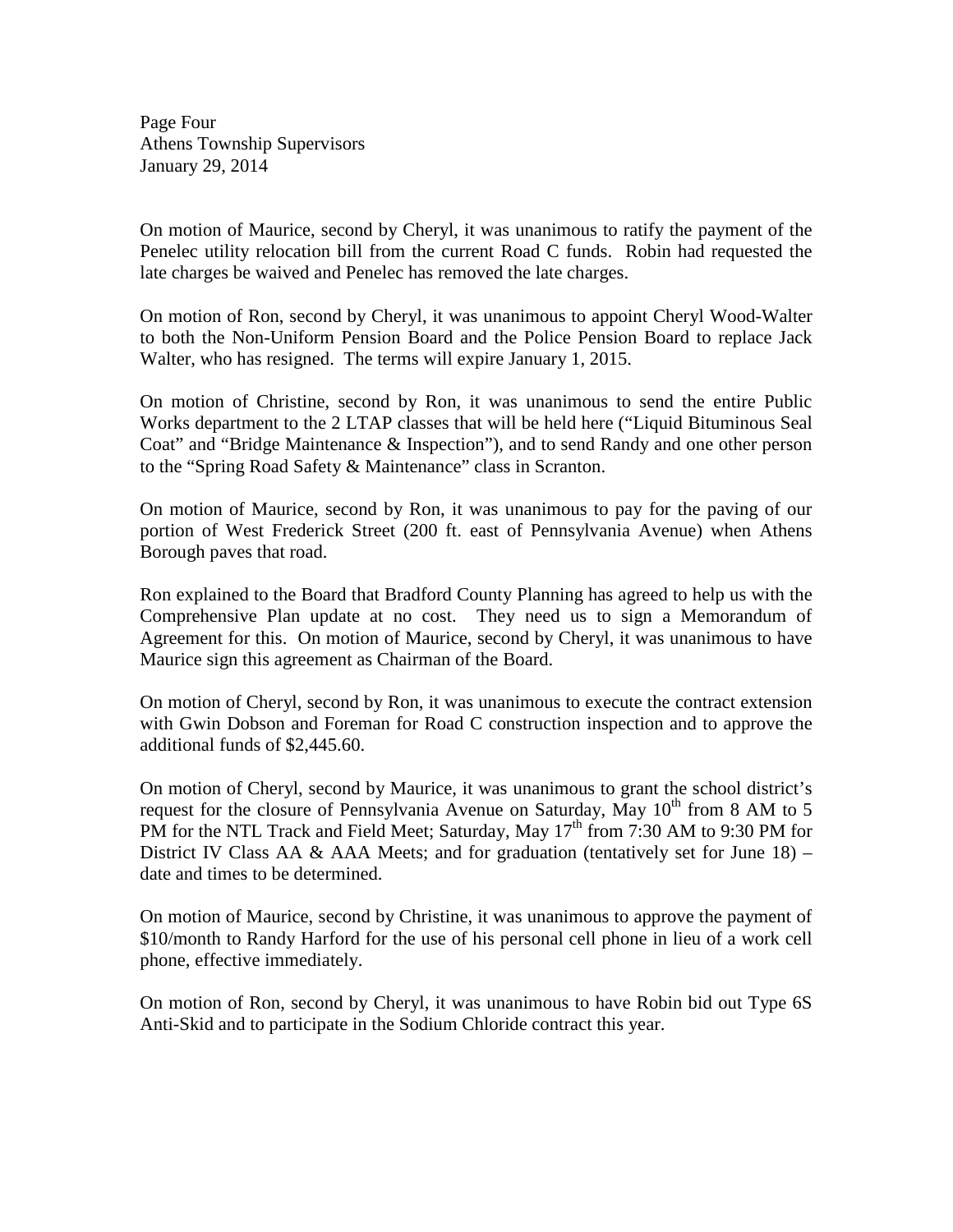On motion of Maurice, second by Cheryl, it was unanimous to ratify the payment of the Penelec utility relocation bill from the current Road C funds. Robin had requested the late charges be waived and Penelec has removed the late charges.

On motion of Ron, second by Cheryl, it was unanimous to appoint Cheryl Wood-Walter to both the Non-Uniform Pension Board and the Police Pension Board to replace Jack Walter, who has resigned. The terms will expire January 1, 2015.

On motion of Christine, second by Ron, it was unanimous to send the entire Public Works department to the 2 LTAP classes that will be held here ("Liquid Bituminous Seal Coat" and "Bridge Maintenance & Inspection"), and to send Randy and one other person to the "Spring Road Safety & Maintenance" class in Scranton.

On motion of Maurice, second by Ron, it was unanimous to pay for the paving of our portion of West Frederick Street (200 ft. east of Pennsylvania Avenue) when Athens Borough paves that road.

Ron explained to the Board that Bradford County Planning has agreed to help us with the Comprehensive Plan update at no cost. They need us to sign a Memorandum of Agreement for this. On motion of Maurice, second by Cheryl, it was unanimous to have Maurice sign this agreement as Chairman of the Board.

On motion of Cheryl, second by Ron, it was unanimous to execute the contract extension with Gwin Dobson and Foreman for Road C construction inspection and to approve the additional funds of $2,445.60.

On motion of Cheryl, second by Maurice, it was unanimous to grant the school district's request for the closure of Pennsylvania Avenue on Saturday, May 10th from 8 AM to 5 PM for the NTL Track and Field Meet; Saturday, May 17th from 7:30 AM to 9:30 PM for District IV Class AA & AAA Meets; and for graduation (tentatively set for June 18) – date and times to be determined.

On motion of Maurice, second by Christine, it was unanimous to approve the payment of $10/month to Randy Harford for the use of his personal cell phone in lieu of a work cell phone, effective immediately.

On motion of Ron, second by Cheryl, it was unanimous to have Robin bid out Type 6S Anti-Skid and to participate in the Sodium Chloride contract this year.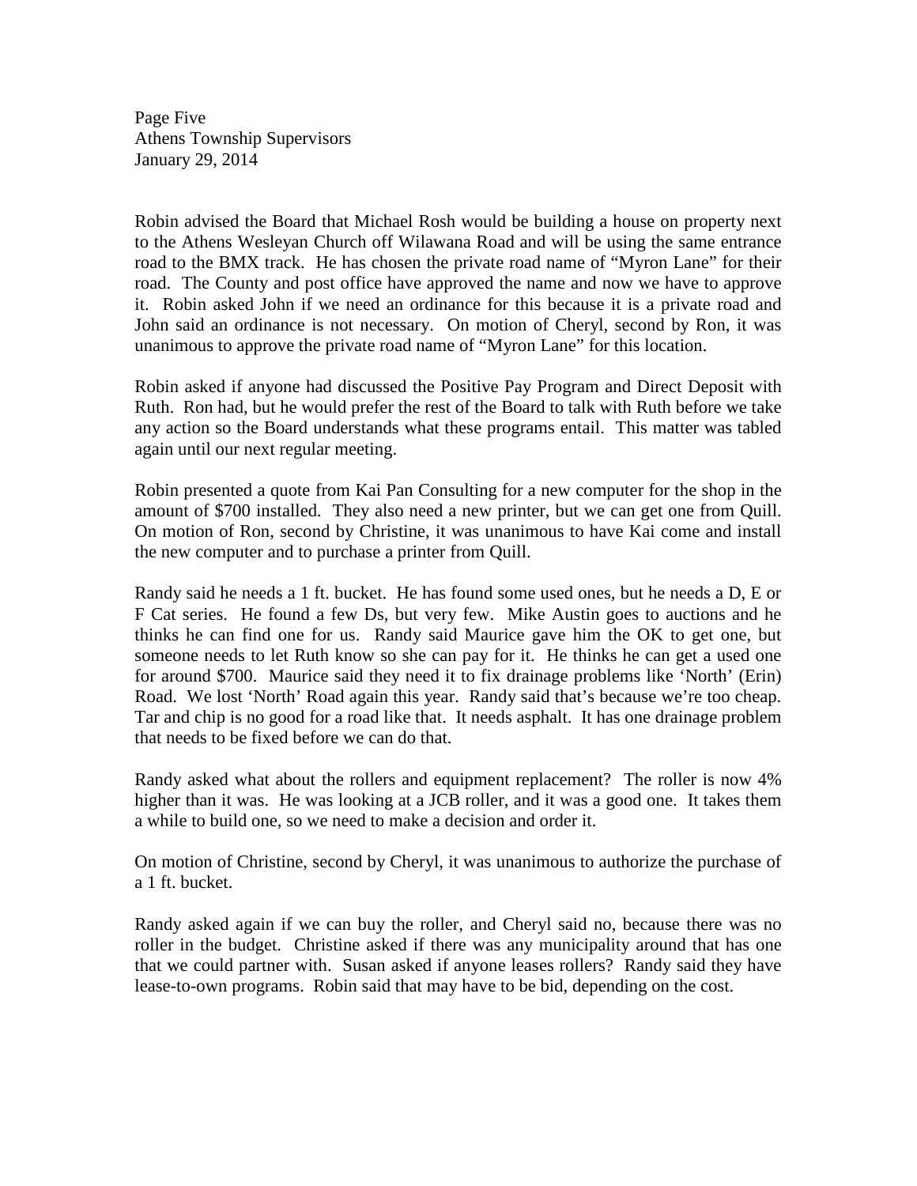Robin advised the Board that Michael Rosh would be building a house on property next to the Athens Wesleyan Church off Wilawana Road and will be using the same entrance road to the BMX track. He has chosen the private road name of "Myron Lane" for their road. The County and post office have approved the name and now we have to approve it. Robin asked John if we need an ordinance for this because it is a private road and John said an ordinance is not necessary. On motion of Cheryl, second by Ron, it was unanimous to approve the private road name of "Myron Lane" for this location.

Robin asked if anyone had discussed the Positive Pay Program and Direct Deposit with Ruth. Ron had, but he would prefer the rest of the Board to talk with Ruth before we take any action so the Board understands what these programs entail. This matter was tabled again until our next regular meeting.

Robin presented a quote from Kai Pan Consulting for a new computer for the shop in the amount of $700 installed. They also need a new printer, but we can get one from Quill. On motion of Ron, second by Christine, it was unanimous to have Kai come and install the new computer and to purchase a printer from Quill.

Randy said he needs a 1 ft. bucket. He has found some used ones, but he needs a D, E or F Cat series. He found a few Ds, but very few. Mike Austin goes to auctions and he thinks he can find one for us. Randy said Maurice gave him the OK to get one, but someone needs to let Ruth know so she can pay for it. He thinks he can get a used one for around $700. Maurice said they need it to fix drainage problems like 'North' (Erin) Road. We lost 'North' Road again this year. Randy said that's because we're too cheap. Tar and chip is no good for a road like that. It needs asphalt. It has one drainage problem that needs to be fixed before we can do that.

Randy asked what about the rollers and equipment replacement? The roller is now 4% higher than it was. He was looking at a JCB roller, and it was a good one. It takes them a while to build one, so we need to make a decision and order it.

On motion of Christine, second by Cheryl, it was unanimous to authorize the purchase of a 1 ft. bucket.

Randy asked again if we can buy the roller, and Cheryl said no, because there was no roller in the budget. Christine asked if there was any municipality around that has one that we could partner with. Susan asked if anyone leases rollers? Randy said they have lease-to-own programs. Robin said that may have to be bid, depending on the cost.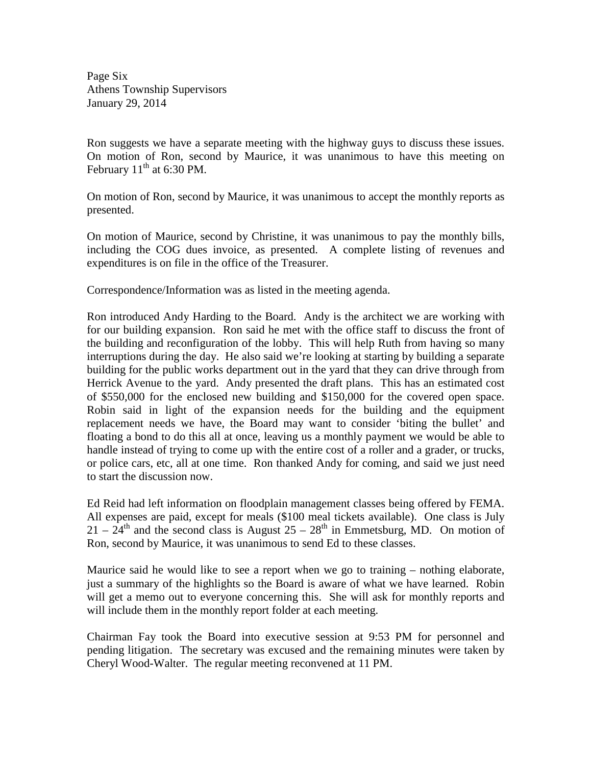Ron suggests we have a separate meeting with the highway guys to discuss these issues. On motion of Ron, second by Maurice, it was unanimous to have this meeting on February 11th at 6:30 PM.

On motion of Ron, second by Maurice, it was unanimous to accept the monthly reports as presented.

On motion of Maurice, second by Christine, it was unanimous to pay the monthly bills, including the COG dues invoice, as presented. A complete listing of revenues and expenditures is on file in the office of the Treasurer.

Correspondence/Information was as listed in the meeting agenda.

Ron introduced Andy Harding to the Board. Andy is the architect we are working with for our building expansion. Ron said he met with the office staff to discuss the front of the building and reconfiguration of the lobby. This will help Ruth from having so many interruptions during the day. He also said we're looking at starting by building a separate building for the public works department out in the yard that they can drive through from Herrick Avenue to the yard. Andy presented the draft plans. This has an estimated cost of $550,000 for the enclosed new building and $150,000 for the covered open space. Robin said in light of the expansion needs for the building and the equipment replacement needs we have, the Board may want to consider 'biting the bullet' and floating a bond to do this all at once, leaving us a monthly payment we would be able to handle instead of trying to come up with the entire cost of a roller and a grader, or trucks, or police cars, etc, all at one time. Ron thanked Andy for coming, and said we just need to start the discussion now.

Ed Reid had left information on floodplain management classes being offered by FEMA. All expenses are paid, except for meals ($100 meal tickets available). One class is July 21 – 24th and the second class is August 25 – 28th in Emmetsburg, MD. On motion of Ron, second by Maurice, it was unanimous to send Ed to these classes.

Maurice said he would like to see a report when we go to training – nothing elaborate, just a summary of the highlights so the Board is aware of what we have learned. Robin will get a memo out to everyone concerning this. She will ask for monthly reports and will include them in the monthly report folder at each meeting.

Chairman Fay took the Board into executive session at 9:53 PM for personnel and pending litigation. The secretary was excused and the remaining minutes were taken by Cheryl Wood-Walter. The regular meeting reconvened at 11 PM.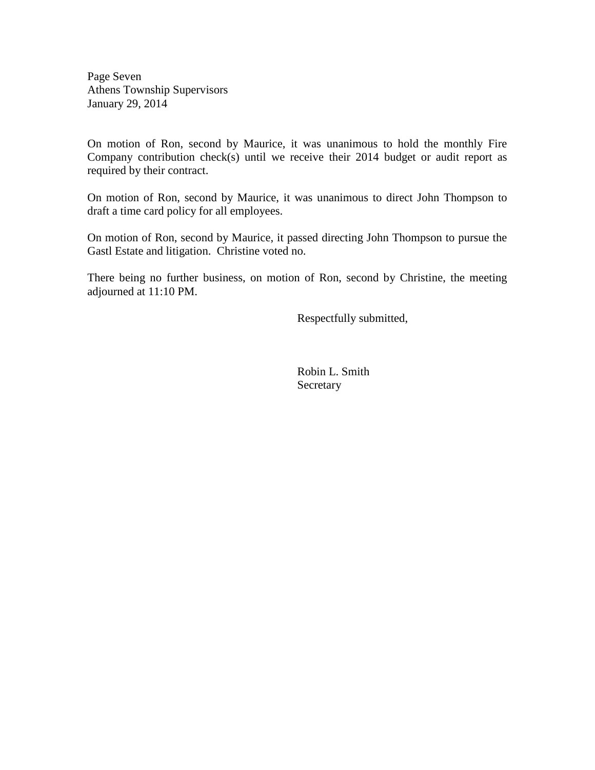On motion of Ron, second by Maurice, it was unanimous to hold the monthly Fire Company contribution check(s) until we receive their 2014 budget or audit report as required by their contract.

On motion of Ron, second by Maurice, it was unanimous to direct John Thompson to draft a time card policy for all employees.

On motion of Ron, second by Maurice, it passed directing John Thompson to pursue the Gastl Estate and litigation. Christine voted no.

There being no further business, on motion of Ron, second by Christine, the meeting adjourned at 11:10 PM.

Respectfully submitted,

Robin L. Smith
Secretary